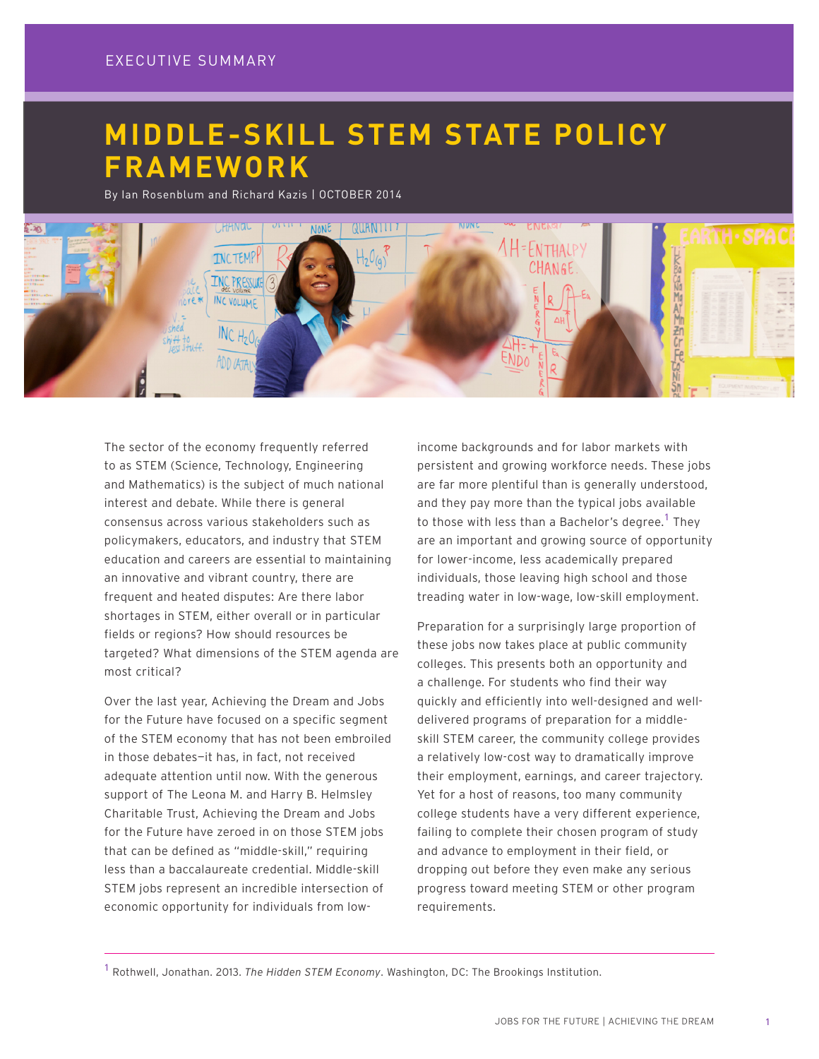EXECUTIVE SUMMARY

# MIDDLE-SKILL STEM STATE POLICY FRAMEWORK

By Ian Rosenblum and Richard Kazis | OCTOBER 2014

The sector of the economy frequently referred to as STEM (Science, Technology, Engineering and Mathematics) is the subject of much national interest and debate. While there is general consensus across various stakeholders such as policymakers, educators, and industry that STEM education and careers are essential to maintaining an innovative and vibrant country, there are frequent and heated disputes: Are there labor shortages in STEM, either overall or in particular fields or regions? How should resources be targeted? What dimensions of the STEM agenda are most critical?

Over the last year, Achieving the Dream and Jobs for the Future have focused on a specific segment of the STEM economy that has not been embroiled in those debates—it has, in fact, not received adequate attention until now. With the generous support of The Leona M. and Harry B. Helmsley Charitable Trust, Achieving the Dream and Jobs for the Future have zeroed in on those STEM jobs that can be defined as "middle-skill," requiring less than a baccalaureate credential. Middle-skill STEM jobs represent an incredible intersection of economic opportunity for individuals from low-income backgrounds and for labor markets with persistent and growing workforce needs. These jobs are far more plentiful than is generally understood, and they pay more than the typical jobs available to those with less than a Bachelor's degree.[1] They are an important and growing source of opportunity for lower-income, less academically prepared individuals, those leaving high school and those treading water in low-wage, low-skill employment.

Preparation for a surprisingly large proportion of these jobs now takes place at public community colleges. This presents both an opportunity and a challenge. For students who find their way quickly and efficiently into well-designed and well-delivered programs of preparation for a middle-skill STEM career, the community college provides a relatively low-cost way to dramatically improve their employment, earnings, and career trajectory. Yet for a host of reasons, too many community college students have a very different experience, failing to complete their chosen program of study and advance to employment in their field, or dropping out before they even make any serious progress toward meeting STEM or other program requirements.

---

[1] Rothwell, Jonathan. 2013. *The Hidden STEM Economy*. Washington, DC: The Brookings Institution.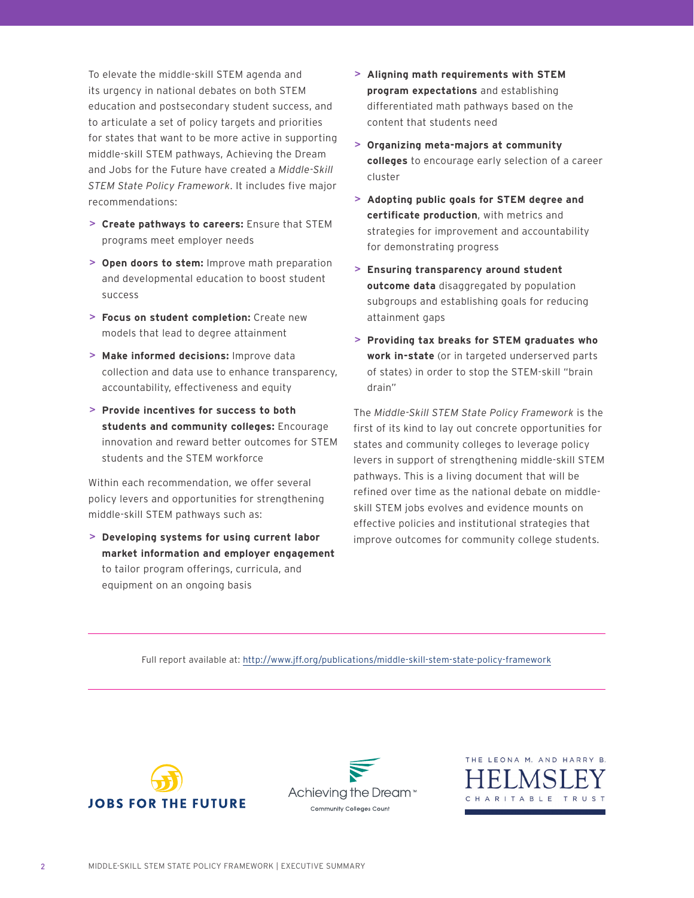To elevate the middle-skill STEM agenda and its urgency in national debates on both STEM education and postsecondary student success, and to articulate a set of policy targets and priorities for states that want to be more active in supporting middle-skill STEM pathways, Achieving the Dream and Jobs for the Future have created a *Middle-Skill STEM State Policy Framework*. It includes five major recommendations:

> **Create pathways to careers:** Ensure that STEM programs meet employer needs

> **Open doors to stem:** Improve math preparation and developmental education to boost student success

> **Focus on student completion:** Create new models that lead to degree attainment

> **Make informed decisions:** Improve data collection and data use to enhance transparency, accountability, effectiveness and equity

> **Provide incentives for success to both students and community colleges:** Encourage innovation and reward better outcomes for STEM students and the STEM workforce

Within each recommendation, we offer several policy levers and opportunities for strengthening middle-skill STEM pathways such as:

> **Developing systems for using current labor market information and employer engagement** to tailor program offerings, curricula, and equipment on an ongoing basis

> **Aligning math requirements with STEM program expectations** and establishing differentiated math pathways based on the content that students need

> **Organizing meta-majors at community colleges** to encourage early selection of a career cluster

> **Adopting public goals for STEM degree and certificate production**, with metrics and strategies for improvement and accountability for demonstrating progress

> **Ensuring transparency around student outcome data** disaggregated by population subgroups and establishing goals for reducing attainment gaps

> **Providing tax breaks for STEM graduates who work in-state** (or in targeted underserved parts of states) in order to stop the STEM-skill "brain drain"

The *Middle-Skill STEM State Policy Framework* is the first of its kind to lay out concrete opportunities for states and community colleges to leverage policy levers in support of strengthening middle-skill STEM pathways. This is a living document that will be refined over time as the national debate on middle-skill STEM jobs evolves and evidence mounts on effective policies and institutional strategies that improve outcomes for community college students.

---

Full report available at: http://www.jff.org/publications/middle-skill-stem-state-policy-framework

---

JOBS FOR THE FUTURE

Achieving the Dream™
Community Colleges Count

THE LEONA M. AND HARRY B. HELMSLEY CHARITABLE TRUST